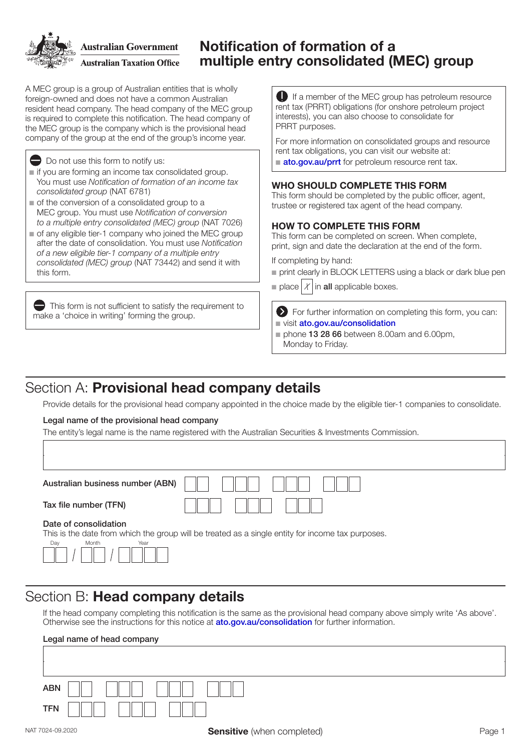Australian Government

Australian Taxation Office

# Notification of formation of a multiple entry consolidated (MEC) group

A MEC group is a group of Australian entities that is wholly foreign-owned and does not have a common Australian resident head company. The head company of the MEC group is required to complete this notification. The head company of the MEC group is the company which is the provisional head company of the group at the end of the group's income year.

Do not use this form to notify us:

- if you are forming an income tax consolidated group. You must use *Notification of formation of an income tax consolidated group* (NAT 6781)
- of the conversion of a consolidated group to a MEC group. You must use *Notification of conversion to a multiple entry consolidated (MEC) group* (NAT 7026)
- of any eligible tier-1 company who joined the MEC group after the date of consolidation. You must use *Notification of a new eligible tier-1 company of a multiple entry consolidated (MEC) group* (NAT 73442) and send it with this form.

This form is not sufficient to satisfy the requirement to make a 'choice in writing' forming the group.

If a member of the MEC group has petroleum resource rent tax (PRRT) obligations (for onshore petroleum project interests), you can also choose to consolidate for PRRT purposes.

For more information on consolidated groups and resource rent tax obligations, you can visit our website at:

- **ato.gov.au/prrt** for petroleum resource rent tax.

### WHO SHOULD COMPLETE THIS FORM

This form should be completed by the public officer, agent, trustee or registered tax agent of the head company.

### HOW TO COMPLETE THIS FORM

This form can be completed on screen. When complete, print, sign and date the declaration at the end of the form.

If completing by hand:

- print clearly in BLOCK LETTERS using a black or dark blue pen
- place X in **all** applicable boxes.

For further information on completing this form, you can:

- visit **ato.gov.au/consolidation**
- phone **13 28 66** between 8.00am and 6.00pm, Monday to Friday.

## Section A: **Provisional head company details**

Provide details for the provisional head company appointed in the choice made by the eligible tier-1 companies to consolidate.

**Legal name of the provisional head company**

The entity's legal name is the name registered with the Australian Securities & Investments Commission.

Australian business number (ABN)

Tax file number (TFN)

**Date of consolidation**

This is the date from which the group will be treated as a single entity for income tax purposes.

Day / Month / Year

## Section B: **Head company details**

If the head company completing this notification is the same as the provisional head company above simply write 'As above'. Otherwise see the instructions for this notice at **ato.gov.au/consolidation** for further information.

**Legal name of head company**

ABN

TFN

NAT 7024-09.2020

**Sensitive** (when completed)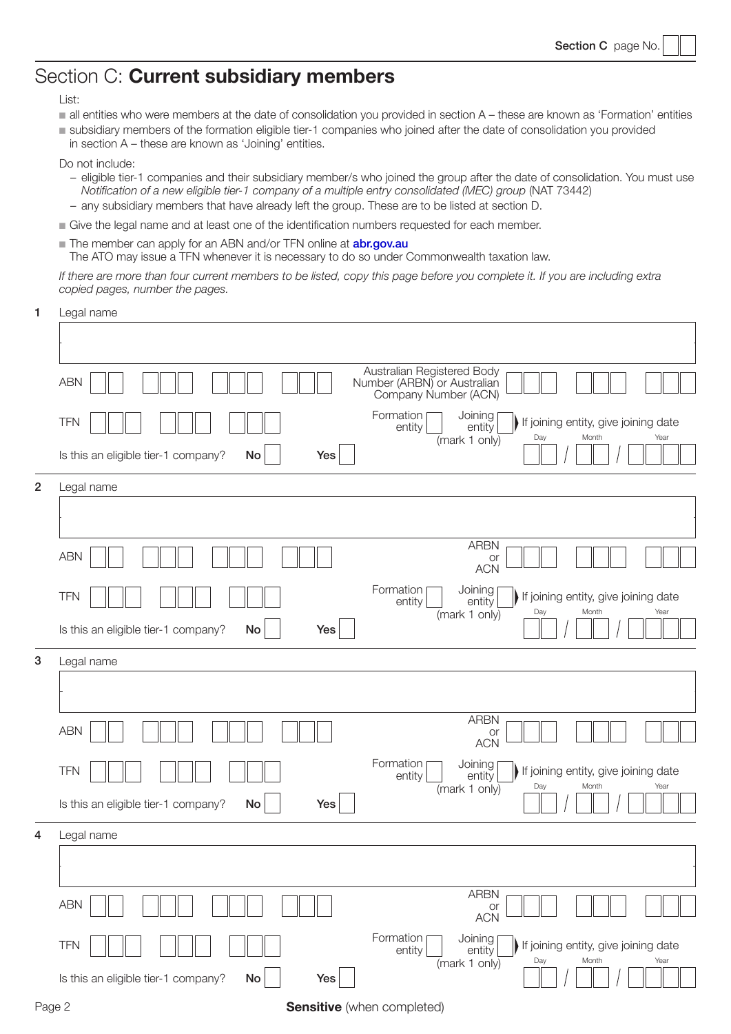Section C page No.

# Section C: **Current subsidiary members**

List:

- all entities who were members at the date of consolidation you provided in section A – these are known as 'Formation' entities
- subsidiary members of the formation eligible tier-1 companies who joined after the date of consolidation you provided in section A – these are known as 'Joining' entities.

Do not include:

- eligible tier-1 companies and their subsidiary member/s who joined the group after the date of consolidation. You must use *Notification of a new eligible tier-1 company of a multiple entry consolidated (MEC) group* (NAT 73442)
- any subsidiary members that have already left the group. These are to be listed at section D.

- Give the legal name and at least one of the identification numbers requested for each member.
- The member can apply for an ABN and/or TFN online at **abr.gov.au**
  The ATO may issue a TFN whenever it is necessary to do so under Commonwealth taxation law.

*If there are more than four current members to be listed, copy this page before you complete it. If you are including extra copied pages, number the pages.*

**1** Legal name

ABN

Australian Registered Body Number (ARBN) or Australian Company Number (ACN)

TFN

Formation entity Joining entity (mark 1 only)

If joining entity, give joining date Day / Month / Year

Is this an eligible tier-1 company? **No** **Yes**

**2** Legal name

ABN

ARBN or ACN

TFN

Formation entity Joining entity (mark 1 only)

If joining entity, give joining date Day / Month / Year

Is this an eligible tier-1 company? **No** **Yes**

**3** Legal name

ABN

ARBN or ACN

TFN

Formation entity Joining entity (mark 1 only)

If joining entity, give joining date Day / Month / Year

Is this an eligible tier-1 company? **No** **Yes**

**4** Legal name

ABN

ARBN or ACN

TFN

Formation entity Joining entity (mark 1 only)

If joining entity, give joining date Day / Month / Year

Is this an eligible tier-1 company? **No** **Yes**

**Sensitive** (when completed)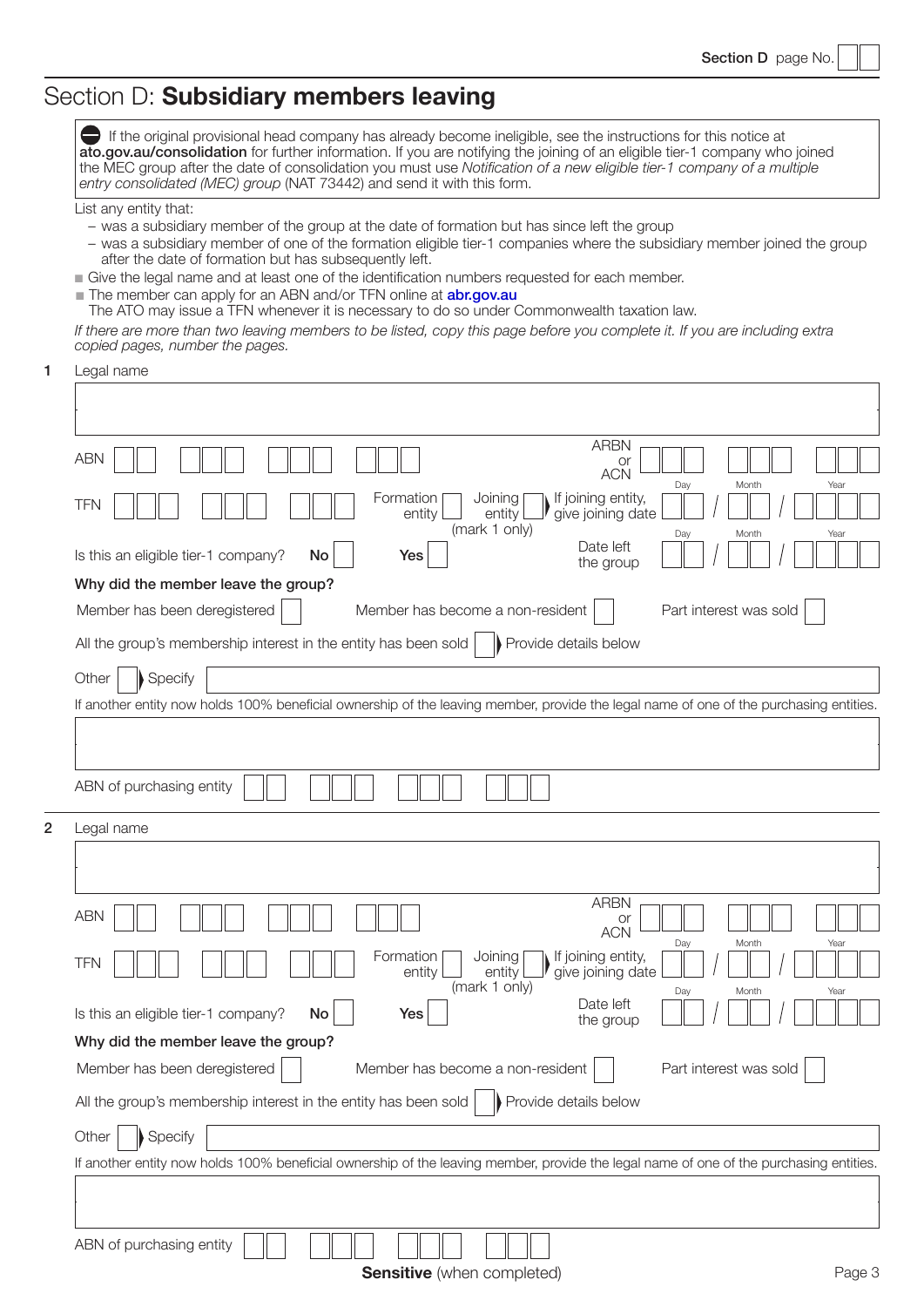Section D page No.

# Section D: **Subsidiary members leaving**

If the original provisional head company has already become ineligible, see the instructions for this notice at **ato.gov.au/consolidation** for further information. If you are notifying the joining of an eligible tier-1 company who joined the MEC group after the date of consolidation you must use *Notification of a new eligible tier-1 company of a multiple entry consolidated (MEC) group* (NAT 73442) and send it with this form.

List any entity that:

- was a subsidiary member of the group at the date of formation but has since left the group
- was a subsidiary member of one of the formation eligible tier-1 companies where the subsidiary member joined the group after the date of formation but has subsequently left.

- Give the legal name and at least one of the identification numbers requested for each member.
- The member can apply for an ABN and/or TFN online at **abr.gov.au**
  The ATO may issue a TFN whenever it is necessary to do so under Commonwealth taxation law.

*If there are more than two leaving members to be listed, copy this page before you complete it. If you are including extra copied pages, number the pages.*

**1** Legal name

ABN | ARBN or ACN

TFN | Formation entity | Joining entity (mark 1 only) | If joining entity, give joining date Day / Month / Year

Is this an eligible tier-1 company? **No** **Yes** | Date left the group Day / Month / Year

**Why did the member leave the group?**

Member has been deregistered | Member has become a non-resident | Part interest was sold

All the group's membership interest in the entity has been sold ▶ Provide details below

Other ▶ Specify

If another entity now holds 100% beneficial ownership of the leaving member, provide the legal name of one of the purchasing entities.

ABN of purchasing entity

**2** Legal name

ABN | ARBN or ACN

TFN | Formation entity | Joining entity (mark 1 only) | If joining entity, give joining date Day / Month / Year

Is this an eligible tier-1 company? **No** **Yes** | Date left the group Day / Month / Year

**Why did the member leave the group?**

Member has been deregistered | Member has become a non-resident | Part interest was sold

All the group's membership interest in the entity has been sold ▶ Provide details below

Other ▶ Specify

If another entity now holds 100% beneficial ownership of the leaving member, provide the legal name of one of the purchasing entities.

ABN of purchasing entity

**Sensitive** (when completed)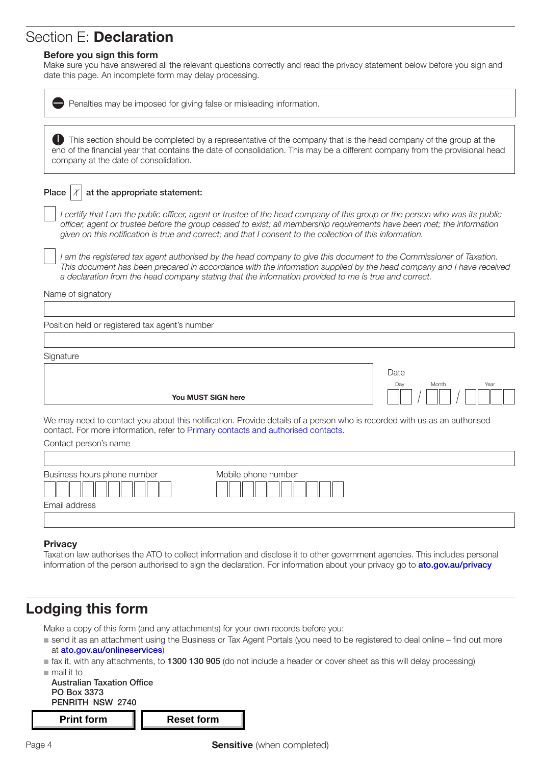# Section E: **Declaration**

### Before you sign this form

Make sure you have answered all the relevant questions correctly and read the privacy statement below before you sign and date this page. An incomplete form may delay processing.

> Penalties may be imposed for giving false or misleading information.

> This section should be completed by a representative of the company that is the head company of the group at the end of the financial year that contains the date of consolidation. This may be a different company from the provisional head company at the date of consolidation.

**Place X at the appropriate statement:**

☐ *I certify that I am the public officer, agent or trustee of the head company of this group or the person who was its public officer, agent or trustee before the group ceased to exist; all membership requirements have been met; the information given on this notification is true and correct; and that I consent to the collection of this information.*

☐ *I am the registered tax agent authorised by the head company to give this document to the Commissioner of Taxation. This document has been prepared in accordance with the information supplied by the head company and I have received a declaration from the head company stating that the information provided to me is true and correct.*

Name of signatory

Position held or registered tax agent's number

Signature

**You MUST SIGN here**

Date
Day / Month / Year

We may need to contact you about this notification. Provide details of a person who is recorded with us as an authorised contact. For more information, refer to Primary contacts and authorised contacts.

Contact person's name

Business hours phone number

Mobile phone number

Email address

### Privacy

Taxation law authorises the ATO to collect information and disclose it to other government agencies. This includes personal information of the person authorised to sign the declaration. For information about your privacy go to **ato.gov.au/privacy**

# Lodging this form

Make a copy of this form (and any attachments) for your own records before you:

- send it as an attachment using the Business or Tax Agent Portals (you need to be registered to deal online – find out more at **ato.gov.au/onlineservices**)
- fax it, with any attachments, to **1300 130 905** (do not include a header or cover sheet as this will delay processing)
- mail it to
  **Australian Taxation Office**
  **PO Box 3373**
  **PENRITH NSW 2740**

**Print form** **Reset form**

**Sensitive** (when completed)